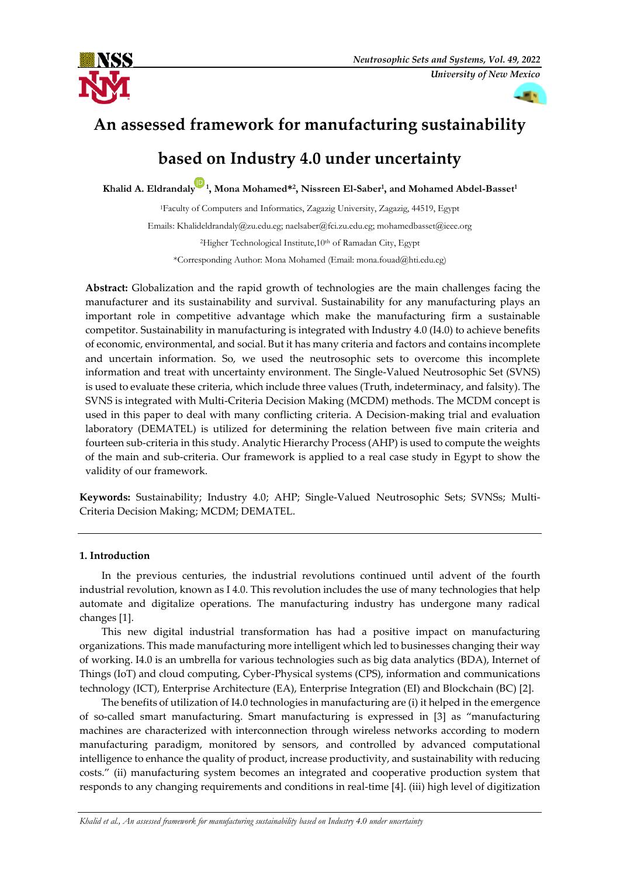# An assessed framework for manufacturing sustainability based on Industry 4.0 under uncertainty

**Khalid A. Eldrandaly [1], Mona Mohamed*[2], Nissreen El-Saber[1], and Mohamed Abdel-Basset[1]**

[1]Faculty of Computers and Informatics, Zagazig University, Zagazig, 44519, Egypt

Emails: Khalideldrandaly@zu.edu.eg; naelsaber@fci.zu.edu.eg; mohamedbasset@ieee.org

[2]Higher Technological Institute,10th of Ramadan City, Egypt

*Corresponding Author: Mona Mohamed (Email: mona.fouad@hti.edu.eg)

**Abstract:** Globalization and the rapid growth of technologies are the main challenges facing the manufacturer and its sustainability and survival. Sustainability for any manufacturing plays an important role in competitive advantage which make the manufacturing firm a sustainable competitor. Sustainability in manufacturing is integrated with Industry 4.0 (I4.0) to achieve benefits of economic, environmental, and social. But it has many criteria and factors and contains incomplete and uncertain information. So, we used the neutrosophic sets to overcome this incomplete information and treat with uncertainty environment. The Single-Valued Neutrosophic Set (SVNS) is used to evaluate these criteria, which include three values (Truth, indeterminacy, and falsity). The SVNS is integrated with Multi-Criteria Decision Making (MCDM) methods. The MCDM concept is used in this paper to deal with many conflicting criteria. A Decision-making trial and evaluation laboratory (DEMATEL) is utilized for determining the relation between five main criteria and fourteen sub-criteria in this study. Analytic Hierarchy Process (AHP) is used to compute the weights of the main and sub-criteria. Our framework is applied to a real case study in Egypt to show the validity of our framework.

**Keywords:** Sustainability; Industry 4.0; AHP; Single-Valued Neutrosophic Sets; SVNSs; Multi-Criteria Decision Making; MCDM; DEMATEL.

## 1. Introduction

In the previous centuries, the industrial revolutions continued until advent of the fourth industrial revolution, known as I 4.0. This revolution includes the use of many technologies that help automate and digitalize operations. The manufacturing industry has undergone many radical changes [1].

This new digital industrial transformation has had a positive impact on manufacturing organizations. This made manufacturing more intelligent which led to businesses changing their way of working. I4.0 is an umbrella for various technologies such as big data analytics (BDA), Internet of Things (IoT) and cloud computing, Cyber-Physical systems (CPS), information and communications technology (ICT), Enterprise Architecture (EA), Enterprise Integration (EI) and Blockchain (BC) [2].

The benefits of utilization of I4.0 technologies in manufacturing are (i) it helped in the emergence of so-called smart manufacturing. Smart manufacturing is expressed in [3] as "manufacturing machines are characterized with interconnection through wireless networks according to modern manufacturing paradigm, monitored by sensors, and controlled by advanced computational intelligence to enhance the quality of product, increase productivity, and sustainability with reducing costs." (ii) manufacturing system becomes an integrated and cooperative production system that responds to any changing requirements and conditions in real-time [4]. (iii) high level of digitization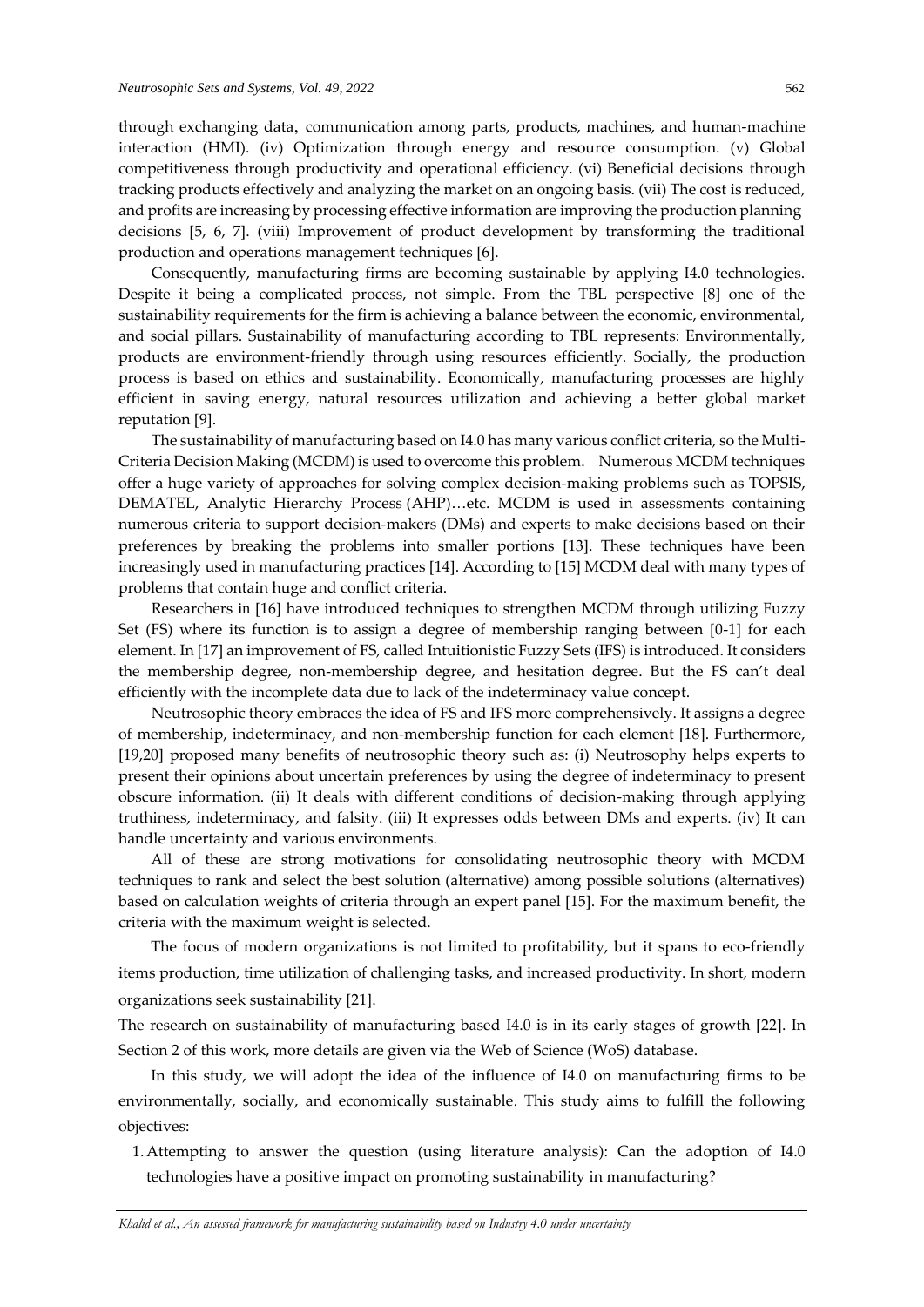through exchanging data, communication among parts, products, machines, and human-machine interaction (HMI). (iv) Optimization through energy and resource consumption. (v) Global competitiveness through productivity and operational efficiency. (vi) Beneficial decisions through tracking products effectively and analyzing the market on an ongoing basis. (vii) The cost is reduced, and profits are increasing by processing effective information are improving the production planning decisions [5, 6, 7]. (viii) Improvement of product development by transforming the traditional production and operations management techniques [6].

Consequently, manufacturing firms are becoming sustainable by applying I4.0 technologies. Despite it being a complicated process, not simple. From the TBL perspective [8] one of the sustainability requirements for the firm is achieving a balance between the economic, environmental, and social pillars. Sustainability of manufacturing according to TBL represents: Environmentally, products are environment-friendly through using resources efficiently. Socially, the production process is based on ethics and sustainability. Economically, manufacturing processes are highly efficient in saving energy, natural resources utilization and achieving a better global market reputation [9].

The sustainability of manufacturing based on I4.0 has many various conflict criteria, so the Multi-Criteria Decision Making (MCDM) is used to overcome this problem. Numerous MCDM techniques offer a huge variety of approaches for solving complex decision-making problems such as TOPSIS, DEMATEL, Analytic Hierarchy Process (AHP)…etc. MCDM is used in assessments containing numerous criteria to support decision-makers (DMs) and experts to make decisions based on their preferences by breaking the problems into smaller portions [13]. These techniques have been increasingly used in manufacturing practices [14]. According to [15] MCDM deal with many types of problems that contain huge and conflict criteria.

Researchers in [16] have introduced techniques to strengthen MCDM through utilizing Fuzzy Set (FS) where its function is to assign a degree of membership ranging between [0-1] for each element. In [17] an improvement of FS, called Intuitionistic Fuzzy Sets (IFS) is introduced. It considers the membership degree, non-membership degree, and hesitation degree. But the FS can't deal efficiently with the incomplete data due to lack of the indeterminacy value concept.

Neutrosophic theory embraces the idea of FS and IFS more comprehensively. It assigns a degree of membership, indeterminacy, and non-membership function for each element [18]. Furthermore, [19,20] proposed many benefits of neutrosophic theory such as: (i) Neutrosophy helps experts to present their opinions about uncertain preferences by using the degree of indeterminacy to present obscure information. (ii) It deals with different conditions of decision-making through applying truthiness, indeterminacy, and falsity. (iii) It expresses odds between DMs and experts. (iv) It can handle uncertainty and various environments.

All of these are strong motivations for consolidating neutrosophic theory with MCDM techniques to rank and select the best solution (alternative) among possible solutions (alternatives) based on calculation weights of criteria through an expert panel [15]. For the maximum benefit, the criteria with the maximum weight is selected.

The focus of modern organizations is not limited to profitability, but it spans to eco-friendly items production, time utilization of challenging tasks, and increased productivity. In short, modern organizations seek sustainability [21].

The research on sustainability of manufacturing based I4.0 is in its early stages of growth [22]. In Section 2 of this work, more details are given via the Web of Science (WoS) database.

In this study, we will adopt the idea of the influence of I4.0 on manufacturing firms to be environmentally, socially, and economically sustainable. This study aims to fulfill the following objectives:

1. Attempting to answer the question (using literature analysis): Can the adoption of I4.0 technologies have a positive impact on promoting sustainability in manufacturing?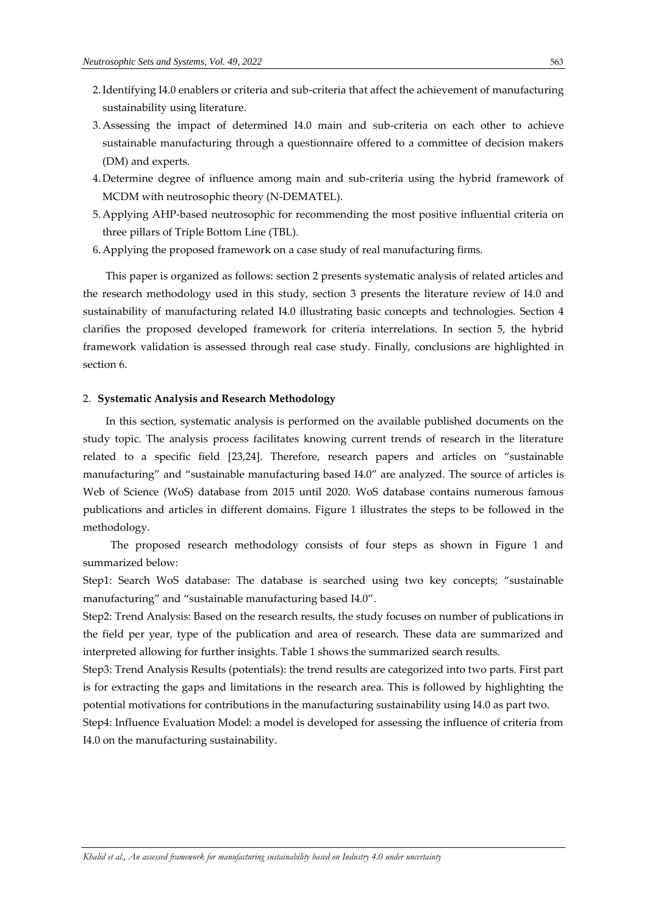2. Identifying I4.0 enablers or criteria and sub-criteria that affect the achievement of manufacturing sustainability using literature.
3. Assessing the impact of determined I4.0 main and sub-criteria on each other to achieve sustainable manufacturing through a questionnaire offered to a committee of decision makers (DM) and experts.
4. Determine degree of influence among main and sub-criteria using the hybrid framework of MCDM with neutrosophic theory (N-DEMATEL).
5. Applying AHP-based neutrosophic for recommending the most positive influential criteria on three pillars of Triple Bottom Line (TBL).
6. Applying the proposed framework on a case study of real manufacturing firms.

This paper is organized as follows: section 2 presents systematic analysis of related articles and the research methodology used in this study, section 3 presents the literature review of I4.0 and sustainability of manufacturing related I4.0 illustrating basic concepts and technologies. Section 4 clarifies the proposed developed framework for criteria interrelations. In section 5, the hybrid framework validation is assessed through real case study. Finally, conclusions are highlighted in section 6.

## 2. Systematic Analysis and Research Methodology

In this section, systematic analysis is performed on the available published documents on the study topic. The analysis process facilitates knowing current trends of research in the literature related to a specific field [23,24]. Therefore, research papers and articles on "sustainable manufacturing" and "sustainable manufacturing based I4.0" are analyzed. The source of articles is Web of Science (WoS) database from 2015 until 2020. WoS database contains numerous famous publications and articles in different domains. Figure 1 illustrates the steps to be followed in the methodology.

The proposed research methodology consists of four steps as shown in Figure 1 and summarized below:

Step1: Search WoS database: The database is searched using two key concepts; "sustainable manufacturing" and "sustainable manufacturing based I4.0".

Step2: Trend Analysis: Based on the research results, the study focuses on number of publications in the field per year, type of the publication and area of research. These data are summarized and interpreted allowing for further insights. Table 1 shows the summarized search results.

Step3: Trend Analysis Results (potentials): the trend results are categorized into two parts. First part is for extracting the gaps and limitations in the research area. This is followed by highlighting the potential motivations for contributions in the manufacturing sustainability using I4.0 as part two.

Step4: Influence Evaluation Model: a model is developed for assessing the influence of criteria from I4.0 on the manufacturing sustainability.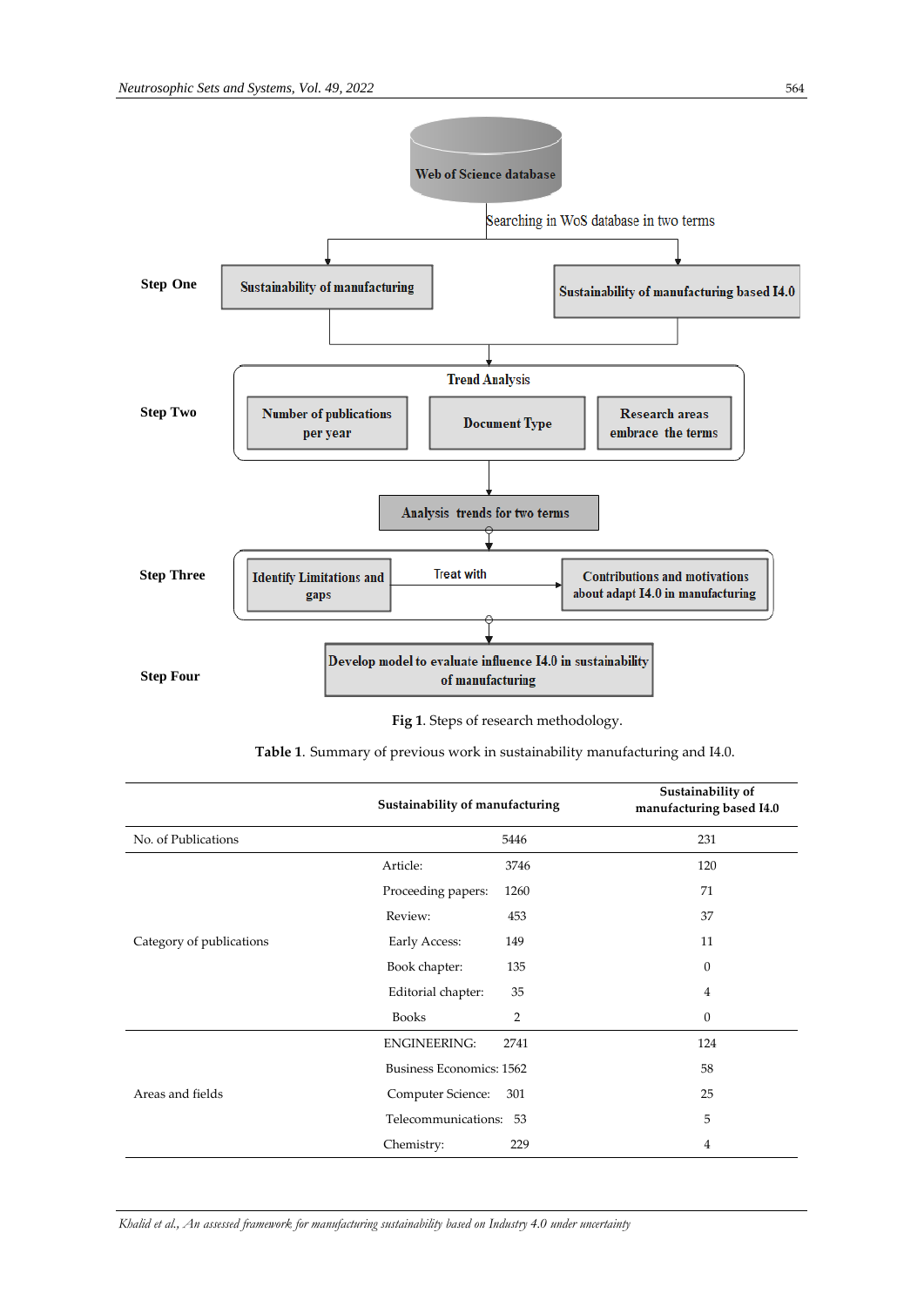Web of Science database

Searching in WoS database in two terms

**Step One**

Sustainability of manufacturing

Sustainability of manufacturing based I4.0

**Step Two**

Trend Analysis

Number of publications per year

Document Type

Research areas embrace the terms

Analysis trends for two terms

**Step Three**

Identify Limitations and gaps

Treat with

Contributions and motivations about adapt I4.0 in manufacturing

**Step Four**

Develop model to evaluate influence I4.0 in sustainability of manufacturing

**Fig 1**. Steps of research methodology.

**Table 1**. Summary of previous work in sustainability manufacturing and I4.0.

| | | Sustainability of manufacturing | Sustainability of manufacturing based I4.0 |
|---|---|---|---|
| No. of Publications | | 5446 | 231 |
| Category of publications | Article: | 3746 | 120 |
| | Proceeding papers: | 1260 | 71 |
| | Review: | 453 | 37 |
| | Early Access: | 149 | 11 |
| | Book chapter: | 135 | 0 |
| | Editorial chapter: | 35 | 4 |
| | Books | 2 | 0 |
| Areas and fields | ENGINEERING: | 2741 | 124 |
| | Business Economics: | 1562 | 58 |
| | Computer Science: | 301 | 25 |
| | Telecommunications: | 53 | 5 |
| | Chemistry: | 229 | 4 |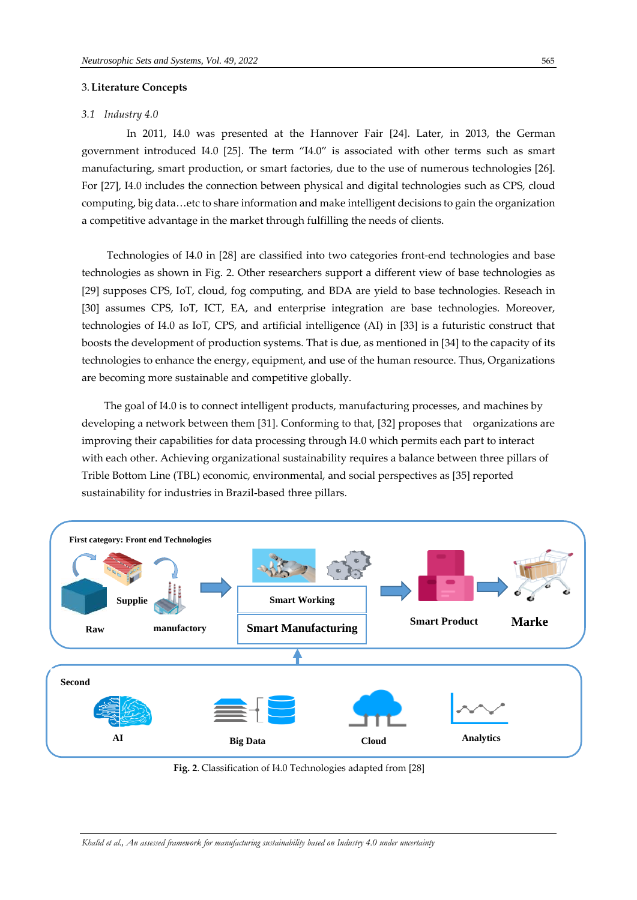## 3. Literature Concepts

### *3.1 Industry 4.0*

In 2011, I4.0 was presented at the Hannover Fair [24]. Later, in 2013, the German government introduced I4.0 [25]. The term "I4.0" is associated with other terms such as smart manufacturing, smart production, or smart factories, due to the use of numerous technologies [26]. For [27], I4.0 includes the connection between physical and digital technologies such as CPS, cloud computing, big data…etc to share information and make intelligent decisions to gain the organization a competitive advantage in the market through fulfilling the needs of clients.

Technologies of I4.0 in [28] are classified into two categories front-end technologies and base technologies as shown in Fig. 2. Other researchers support a different view of base technologies as [29] supposes CPS, IoT, cloud, fog computing, and BDA are yield to base technologies. Reseach in [30] assumes CPS, IoT, ICT, EA, and enterprise integration are base technologies. Moreover, technologies of I4.0 as IoT, CPS, and artificial intelligence (AI) in [33] is a futuristic construct that boosts the development of production systems. That is due, as mentioned in [34] to the capacity of its technologies to enhance the energy, equipment, and use of the human resource. Thus, Organizations are becoming more sustainable and competitive globally.

The goal of I4.0 is to connect intelligent products, manufacturing processes, and machines by developing a network between them [31]. Conforming to that, [32] proposes that organizations are improving their capabilities for data processing through I4.0 which permits each part to interact with each other. Achieving organizational sustainability requires a balance between three pillars of Trible Bottom Line (TBL) economic, environmental, and social perspectives as [35] reported sustainability for industries in Brazil-based three pillars.

**Fig. 2**. Classification of I4.0 Technologies adapted from [28]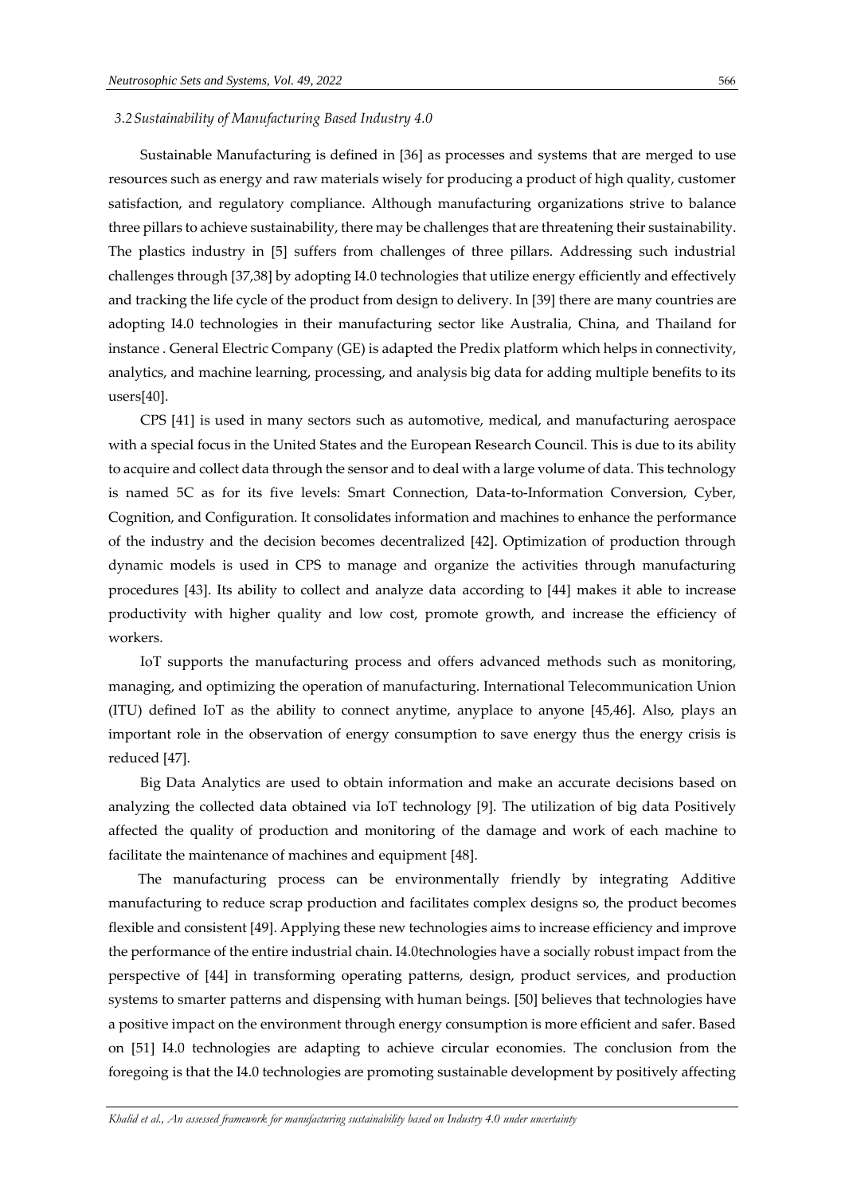### *3.2 Sustainability of Manufacturing Based Industry 4.0*

Sustainable Manufacturing is defined in [36] as processes and systems that are merged to use resources such as energy and raw materials wisely for producing a product of high quality, customer satisfaction, and regulatory compliance. Although manufacturing organizations strive to balance three pillars to achieve sustainability, there may be challenges that are threatening their sustainability. The plastics industry in [5] suffers from challenges of three pillars. Addressing such industrial challenges through [37,38] by adopting I4.0 technologies that utilize energy efficiently and effectively and tracking the life cycle of the product from design to delivery. In [39] there are many countries are adopting I4.0 technologies in their manufacturing sector like Australia, China, and Thailand for instance . General Electric Company (GE) is adapted the Predix platform which helps in connectivity, analytics, and machine learning, processing, and analysis big data for adding multiple benefits to its users[40].

CPS [41] is used in many sectors such as automotive, medical, and manufacturing aerospace with a special focus in the United States and the European Research Council. This is due to its ability to acquire and collect data through the sensor and to deal with a large volume of data. This technology is named 5C as for its five levels: Smart Connection, Data-to-Information Conversion, Cyber, Cognition, and Configuration. It consolidates information and machines to enhance the performance of the industry and the decision becomes decentralized [42]. Optimization of production through dynamic models is used in CPS to manage and organize the activities through manufacturing procedures [43]. Its ability to collect and analyze data according to [44] makes it able to increase productivity with higher quality and low cost, promote growth, and increase the efficiency of workers.

IoT supports the manufacturing process and offers advanced methods such as monitoring, managing, and optimizing the operation of manufacturing. International Telecommunication Union (ITU) defined IoT as the ability to connect anytime, anyplace to anyone [45,46]. Also, plays an important role in the observation of energy consumption to save energy thus the energy crisis is reduced [47].

Big Data Analytics are used to obtain information and make an accurate decisions based on analyzing the collected data obtained via IoT technology [9]. The utilization of big data Positively affected the quality of production and monitoring of the damage and work of each machine to facilitate the maintenance of machines and equipment [48].

The manufacturing process can be environmentally friendly by integrating Additive manufacturing to reduce scrap production and facilitates complex designs so, the product becomes flexible and consistent [49]. Applying these new technologies aims to increase efficiency and improve the performance of the entire industrial chain. I4.0technologies have a socially robust impact from the perspective of [44] in transforming operating patterns, design, product services, and production systems to smarter patterns and dispensing with human beings. [50] believes that technologies have a positive impact on the environment through energy consumption is more efficient and safer. Based on [51] I4.0 technologies are adapting to achieve circular economies. The conclusion from the foregoing is that the I4.0 technologies are promoting sustainable development by positively affecting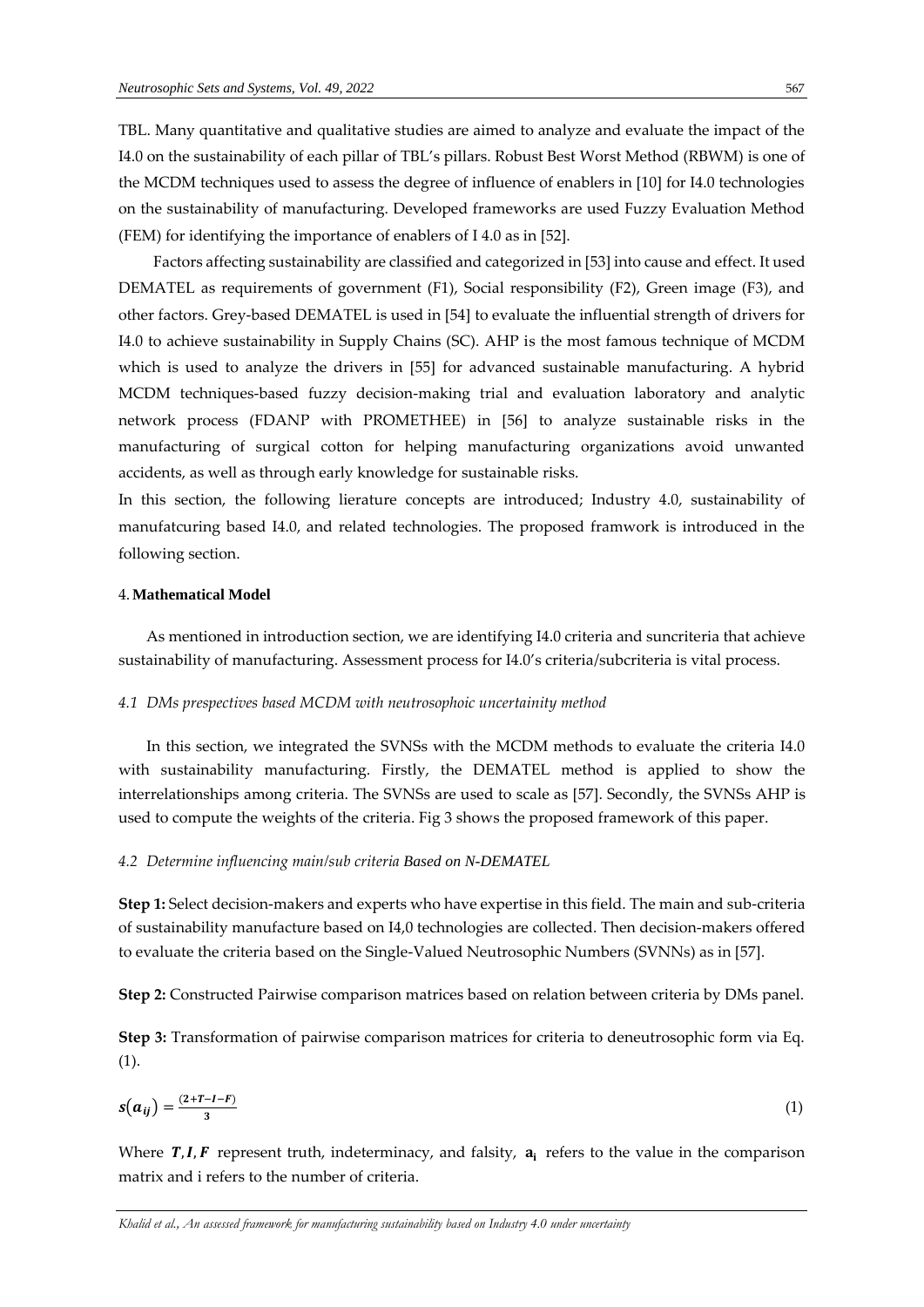TBL. Many quantitative and qualitative studies are aimed to analyze and evaluate the impact of the I4.0 on the sustainability of each pillar of TBL's pillars. Robust Best Worst Method (RBWM) is one of the MCDM techniques used to assess the degree of influence of enablers in [10] for I4.0 technologies on the sustainability of manufacturing. Developed frameworks are used Fuzzy Evaluation Method (FEM) for identifying the importance of enablers of I 4.0 as in [52].

Factors affecting sustainability are classified and categorized in [53] into cause and effect. It used DEMATEL as requirements of government (F1), Social responsibility (F2), Green image (F3), and other factors. Grey-based DEMATEL is used in [54] to evaluate the influential strength of drivers for I4.0 to achieve sustainability in Supply Chains (SC). AHP is the most famous technique of MCDM which is used to analyze the drivers in [55] for advanced sustainable manufacturing. A hybrid MCDM techniques-based fuzzy decision-making trial and evaluation laboratory and analytic network process (FDANP with PROMETHEE) in [56] to analyze sustainable risks in the manufacturing of surgical cotton for helping manufacturing organizations avoid unwanted accidents, as well as through early knowledge for sustainable risks.

In this section, the following lierature concepts are introduced; Industry 4.0, sustainability of manufatcuring based I4.0, and related technologies. The proposed framwork is introduced in the following section.

## 4. **Mathematical Model**

As mentioned in introduction section, we are identifying I4.0 criteria and suncriteria that achieve sustainability of manufacturing. Assessment process for I4.0's criteria/subcriteria is vital process.

### *4.1 DMs prespectives based MCDM with neutrosophoic uncertainity method*

In this section, we integrated the SVNSs with the MCDM methods to evaluate the criteria I4.0 with sustainability manufacturing. Firstly, the DEMATEL method is applied to show the interrelationships among criteria. The SVNSs are used to scale as [57]. Secondly, the SVNSs AHP is used to compute the weights of the criteria. Fig 3 shows the proposed framework of this paper.

### *4.2 Determine influencing main/sub criteria Based on N-DEMATEL*

**Step 1:** Select decision-makers and experts who have expertise in this field. The main and sub-criteria of sustainability manufacture based on I4,0 technologies are collected. Then decision-makers offered to evaluate the criteria based on the Single-Valued Neutrosophic Numbers (SVNNs) as in [57].

**Step 2:** Constructed Pairwise comparison matrices based on relation between criteria by DMs panel.

**Step 3:** Transformation of pairwise comparison matrices for criteria to deneutrosophic form via Eq. (1).

$$s(a_{ij}) = \frac{(2+T-I-F)}{3} \tag{1}$$

Where $T, I, F$ represent truth, indeterminacy, and falsity, $\mathbf{a_i}$ refers to the value in the comparison matrix and i refers to the number of criteria.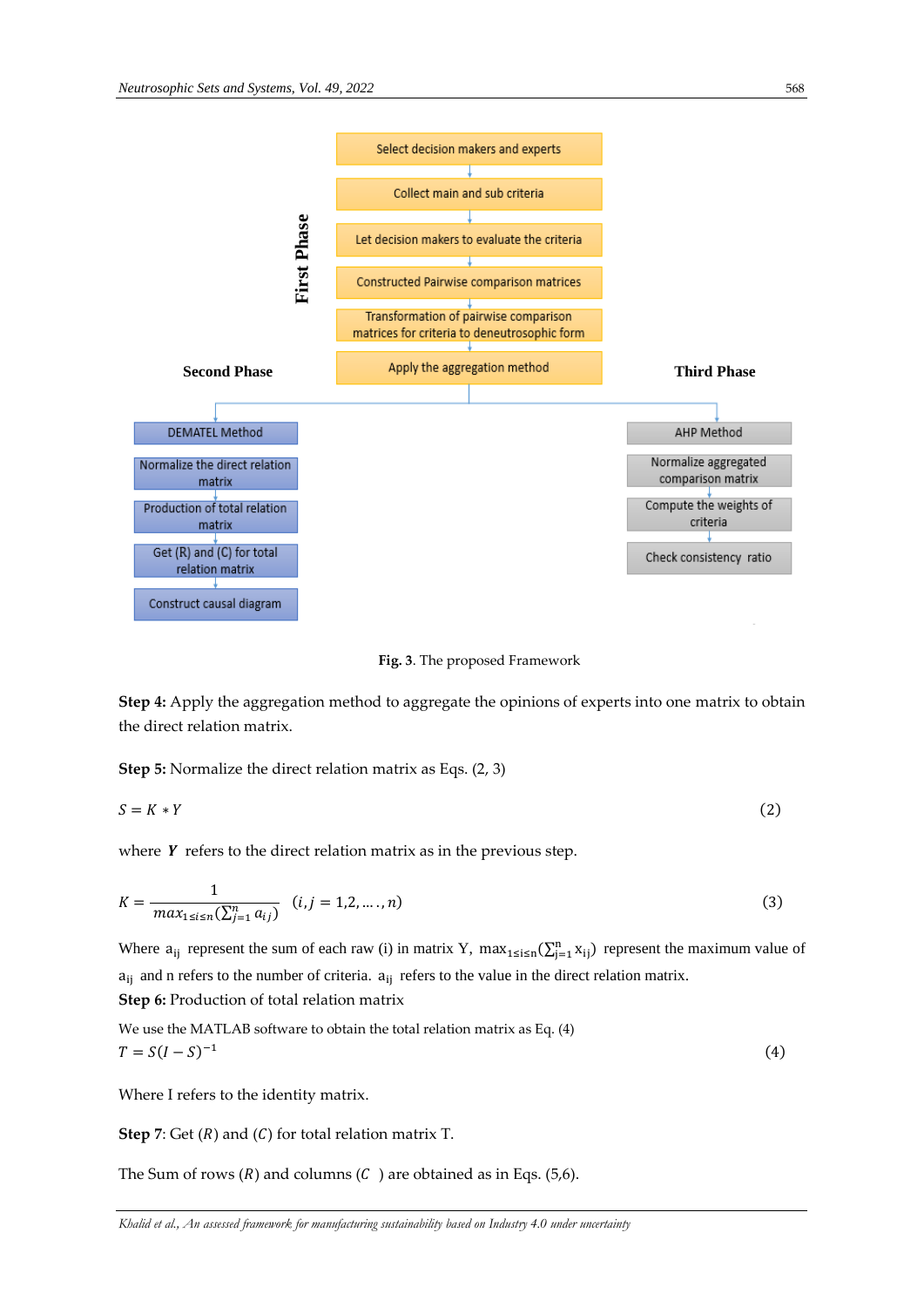Fig. 3. The proposed Framework

**Step 4:** Apply the aggregation method to aggregate the opinions of experts into one matrix to obtain the direct relation matrix.

**Step 5:** Normalize the direct relation matrix as Eqs. (2, 3)

$$S = K * Y \tag{2}$$

where $\boldsymbol{Y}$ refers to the direct relation matrix as in the previous step.

$$K = \frac{1}{max_{1 \le i \le n}(\sum_{j=1}^{n} a_{ij})} \quad (i, j = 1,2, \dots, n) \tag{3}$$

Where $a_{ij}$ represent the sum of each raw (i) in matrix Y, $max_{1 \le i \le n}(\sum_{j=1}^{n} x_{ij})$ represent the maximum value of $a_{ij}$ and n refers to the number of criteria. $a_{ij}$ refers to the value in the direct relation matrix.

**Step 6:** Production of total relation matrix

We use the MATLAB software to obtain the total relation matrix as Eq. (4)

$$T = S(I - S)^{-1} \tag{4}$$

Where I refers to the identity matrix.

**Step 7**: Get $(R)$ and $(C)$ for total relation matrix T.

The Sum of rows $(R)$ and columns $(C)$ are obtained as in Eqs. (5,6).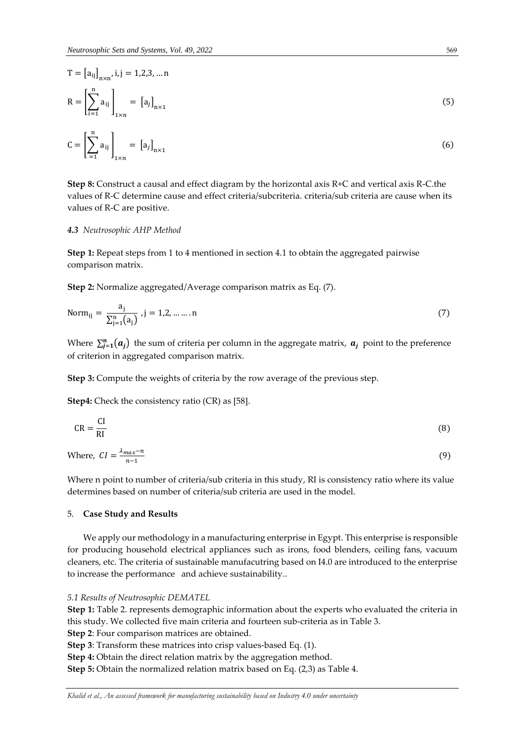$$T = \left[a_{ij}\right]_{n\times n}, i, j = 1,2,3, \dots n$$

$$R = \left[\sum_{i=1}^{n} a_{ij}\right]_{1\times n} = \left[a_j\right]_{n\times 1} \tag{5}$$

$$C = \left[\sum_{=1}^{n} a_{ij}\right]_{1\times n} = \left[a_j\right]_{n\times 1} \tag{6}$$

**Step 8:** Construct a causal and effect diagram by the horizontal axis R+C and vertical axis R-C.the values of R-C determine cause and effect criteria/subcriteria. criteria/sub criteria are cause when its values of R-C are positive.

### *4.3 Neutrosophic AHP Method*

**Step 1:** Repeat steps from 1 to 4 mentioned in section 4.1 to obtain the aggregated pairwise comparison matrix.

**Step 2:** Normalize aggregated/Average comparison matrix as Eq. (7).

$$\text{Norm}_{ij} = \frac{a_j}{\sum_{j=1}^{n}(a_j)}, j = 1,2, \dots \dots . n \tag{7}$$

Where $\sum_{j=1}^{n}(a_j)$ the sum of criteria per column in the aggregate matrix, $a_j$ point to the preference of criterion in aggregated comparison matrix.

**Step 3:** Compute the weights of criteria by the row average of the previous step.

**Step4:** Check the consistency ratio (CR) as [58].

$$CR = \frac{CI}{RI} \tag{8}$$

Where, $CI = \frac{\lambda_{max} - n}{n-1}$ (9)

Where n point to number of criteria/sub criteria in this study, RI is consistency ratio where its value determines based on number of criteria/sub criteria are used in the model.

## 5. **Case Study and Results**

We apply our methodology in a manufacturing enterprise in Egypt. This enterprise is responsible for producing household electrical appliances such as irons, food blenders, ceiling fans, vacuum cleaners, etc. The criteria of sustainable manufacutring based on I4.0 are introduced to the enterprise to increase the performance and achieve sustainability..

### *5.1 Results of Neutrosophic DEMATEL*

**Step 1:** Table 2. represents demographic information about the experts who evaluated the criteria in this study. We collected five main criteria and fourteen sub-criteria as in Table 3.

**Step 2**: Four comparison matrices are obtained.

**Step 3**: Transform these matrices into crisp values-based Eq. (1).

**Step 4:** Obtain the direct relation matrix by the aggregation method.

**Step 5:** Obtain the normalized relation matrix based on Eq. (2,3) as Table 4.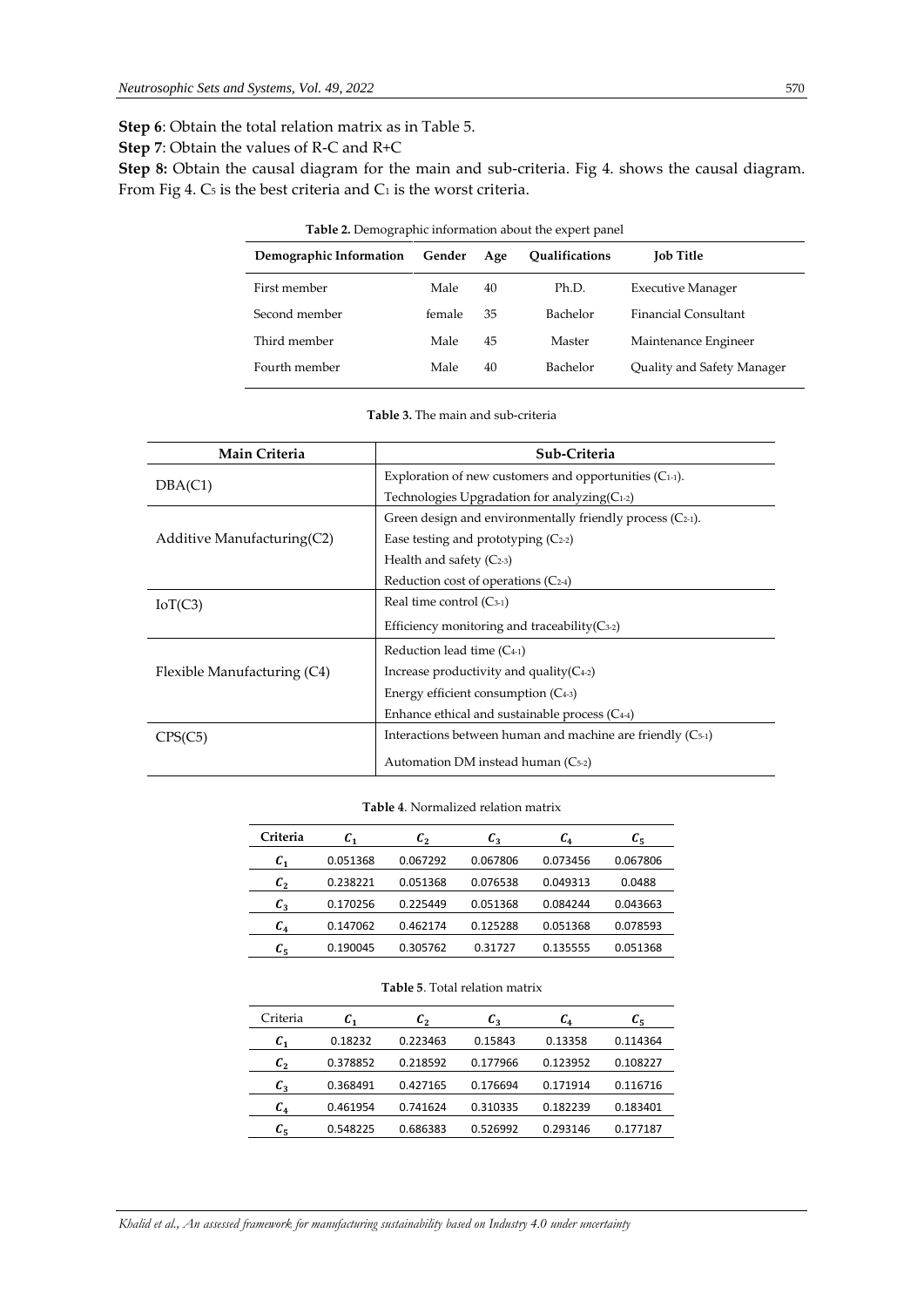**Step 6**: Obtain the total relation matrix as in Table 5.

**Step 7**: Obtain the values of R-C and R+C

**Step 8:** Obtain the causal diagram for the main and sub-criteria. Fig 4. shows the causal diagram. From Fig 4. $C_5$ is the best criteria and $C_1$ is the worst criteria.

**Table 2.** Demographic information about the expert panel

| Demographic Information | Gender | Age | Qualifications | Job Title |
|---|---|---|---|---|
| First member | Male | 40 | Ph.D. | Executive Manager |
| Second member | female | 35 | Bachelor | Financial Consultant |
| Third member | Male | 45 | Master | Maintenance Engineer |
| Fourth member | Male | 40 | Bachelor | Quality and Safety Manager |

**Table 3.** The main and sub-criteria

| Main Criteria | Sub-Criteria |
|---|---|
| DBA(C1) | Exploration of new customers and opportunities ($C_{1-1}$). |
| | Technologies Upgradation for analyzing($C_{1-2}$) |
| Additive Manufacturing(C2) | Green design and environmentally friendly process ($C_{2-1}$). |
| | Ease testing and prototyping ($C_{2-2}$) |
| | Health and safety ($C_{2-3}$) |
| | Reduction cost of operations ($C_{2-4}$) |
| IoT(C3) | Real time control ($C_{3-1}$) |
| | Efficiency monitoring and traceability($C_{3-2}$) |
| Flexible Manufacturing (C4) | Reduction lead time ($C_{4-1}$) |
| | Increase productivity and quality($C_{4-2}$) |
| | Energy efficient consumption ($C_{4-3}$) |
| | Enhance ethical and sustainable process ($C_{4-4}$) |
| CPS(C5) | Interactions between human and machine are friendly ($C_{5-1}$) |
| | Automation DM instead human ($C_{5-2}$) |

**Table 4**. Normalized relation matrix

| Criteria | $C_1$ | $C_2$ | $C_3$ | $C_4$ | $C_5$ |
|---|---|---|---|---|---|
| $C_1$ | 0.051368 | 0.067292 | 0.067806 | 0.073456 | 0.067806 |
| $C_2$ | 0.238221 | 0.051368 | 0.076538 | 0.049313 | 0.0488 |
| $C_3$ | 0.170256 | 0.225449 | 0.051368 | 0.084244 | 0.043663 |
| $C_4$ | 0.147062 | 0.462174 | 0.125288 | 0.051368 | 0.078593 |
| $C_5$ | 0.190045 | 0.305762 | 0.31727 | 0.135555 | 0.051368 |

**Table 5**. Total relation matrix

| Criteria | $C_1$ | $C_2$ | $C_3$ | $C_4$ | $C_5$ |
|---|---|---|---|---|---|
| $C_1$ | 0.18232 | 0.223463 | 0.15843 | 0.13358 | 0.114364 |
| $C_2$ | 0.378852 | 0.218592 | 0.177966 | 0.123952 | 0.108227 |
| $C_3$ | 0.368491 | 0.427165 | 0.176694 | 0.171914 | 0.116716 |
| $C_4$ | 0.461954 | 0.741624 | 0.310335 | 0.182239 | 0.183401 |
| $C_5$ | 0.548225 | 0.686383 | 0.526992 | 0.293146 | 0.177187 |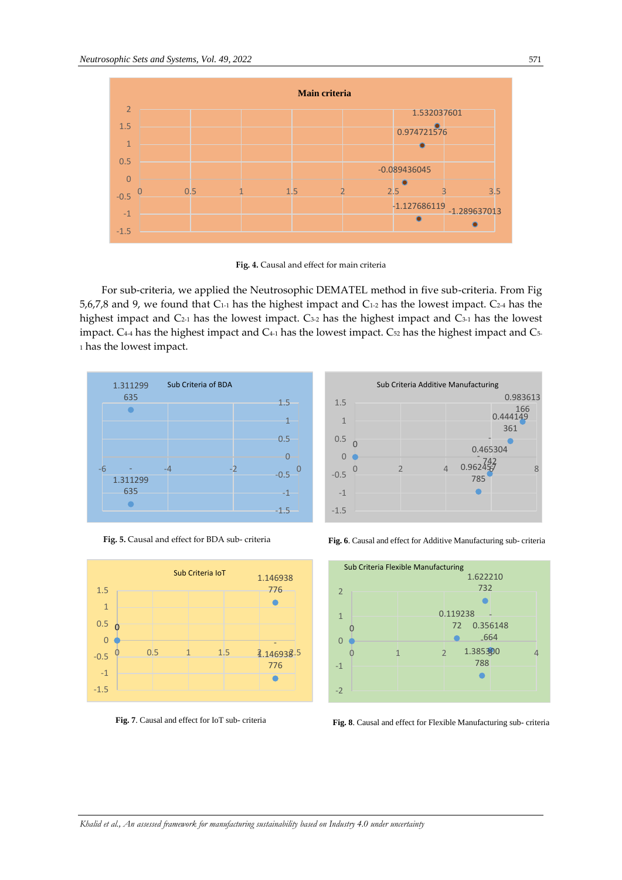Fig. 4. Causal and effect for main criteria

For sub-criteria, we applied the Neutrosophic DEMATEL method in five sub-criteria. From Fig 5,6,7,8 and 9, we found that $C_{1\text{-}1}$ has the highest impact and $C_{1\text{-}2}$ has the lowest impact. $C_{2\text{-}4}$ has the highest impact and $C_{2\text{-}1}$ has the lowest impact. $C_{3\text{-}2}$ has the highest impact and $C_{3\text{-}1}$ has the lowest impact. $C_{4\text{-}4}$ has the highest impact and $C_{4\text{-}1}$ has the lowest impact. $C_{52}$ has the highest impact and $C_{5\text{-}1}$ has the lowest impact.

Fig. 5. Causal and effect for BDA sub- criteria

Fig. 6. Causal and effect for Additive Manufacturing sub- criteria

Fig. 7. Causal and effect for IoT sub- criteria

Fig. 8. Causal and effect for Flexible Manufacturing sub- criteria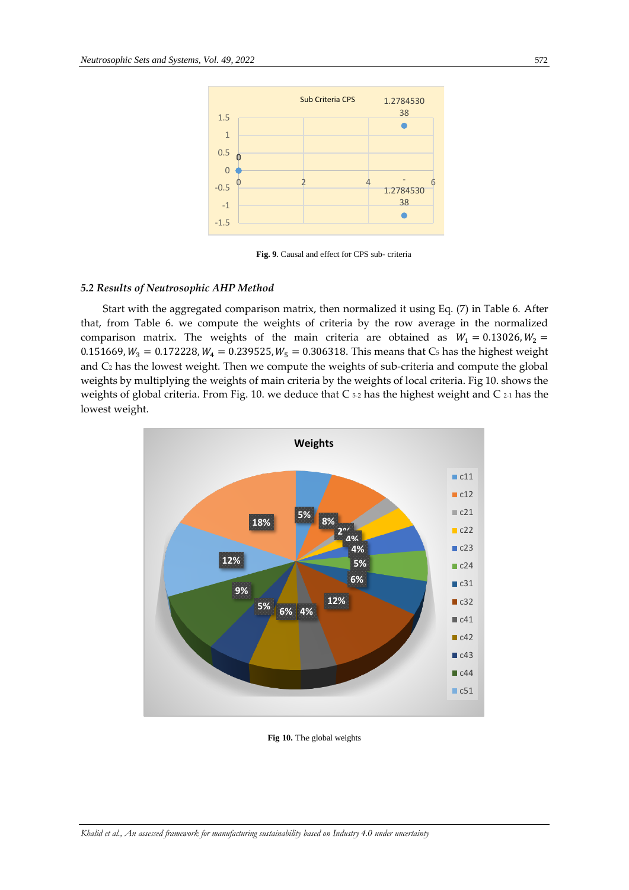Fig. 9. Causal and effect for CPS sub- criteria

### 5.2 Results of Neutrosophic AHP Method

Start with the aggregated comparison matrix, then normalized it using Eq. (7) in Table 6. After that, from Table 6. we compute the weights of criteria by the row average in the normalized comparison matrix. The weights of the main criteria are obtained as $W_1 = 0.13026, W_2 = 0.151669, W_3 = 0.172228, W_4 = 0.239525, W_5 = 0.306318$. This means that $C_5$ has the highest weight and $C_2$ has the lowest weight. Then we compute the weights of sub-criteria and compute the global weights by multiplying the weights of main criteria by the weights of local criteria. Fig 10. shows the weights of global criteria. From Fig. 10. we deduce that $C_{5\text{-}2}$ has the highest weight and $C_{2\text{-}1}$ has the lowest weight.

**Fig 10.** The global weights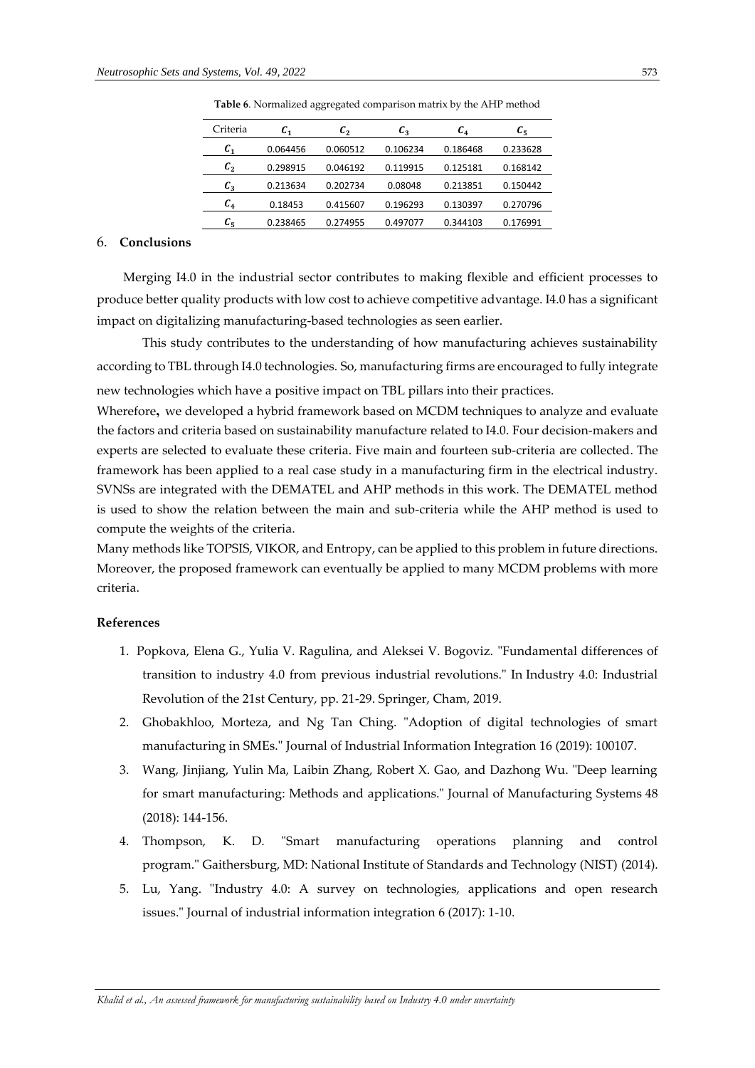**Table 6**. Normalized aggregated comparison matrix by the AHP method

| Criteria | $C_1$ | $C_2$ | $C_3$ | $C_4$ | $C_5$ |
|---|---|---|---|---|---|
| $C_1$ | 0.064456 | 0.060512 | 0.106234 | 0.186468 | 0.233628 |
| $C_2$ | 0.298915 | 0.046192 | 0.119915 | 0.125181 | 0.168142 |
| $C_3$ | 0.213634 | 0.202734 | 0.08048 | 0.213851 | 0.150442 |
| $C_4$ | 0.18453 | 0.415607 | 0.196293 | 0.130397 | 0.270796 |
| $C_5$ | 0.238465 | 0.274955 | 0.497077 | 0.344103 | 0.176991 |

## 6. Conclusions

Merging I4.0 in the industrial sector contributes to making flexible and efficient processes to produce better quality products with low cost to achieve competitive advantage. I4.0 has a significant impact on digitalizing manufacturing-based technologies as seen earlier.

This study contributes to the understanding of how manufacturing achieves sustainability according to TBL through I4.0 technologies. So, manufacturing firms are encouraged to fully integrate new technologies which have a positive impact on TBL pillars into their practices.

Wherefore**,** we developed a hybrid framework based on MCDM techniques to analyze and evaluate the factors and criteria based on sustainability manufacture related to I4.0. Four decision-makers and experts are selected to evaluate these criteria. Five main and fourteen sub-criteria are collected. The framework has been applied to a real case study in a manufacturing firm in the electrical industry. SVNSs are integrated with the DEMATEL and AHP methods in this work. The DEMATEL method is used to show the relation between the main and sub-criteria while the AHP method is used to compute the weights of the criteria.

Many methods like TOPSIS, VIKOR, and Entropy, can be applied to this problem in future directions. Moreover, the proposed framework can eventually be applied to many MCDM problems with more criteria.

**References**

1. Popkova, Elena G., Yulia V. Ragulina, and Aleksei V. Bogoviz. "Fundamental differences of transition to industry 4.0 from previous industrial revolutions." In Industry 4.0: Industrial Revolution of the 21st Century, pp. 21-29. Springer, Cham, 2019.
2. Ghobakhloo, Morteza, and Ng Tan Ching. "Adoption of digital technologies of smart manufacturing in SMEs." Journal of Industrial Information Integration 16 (2019): 100107.
3. Wang, Jinjiang, Yulin Ma, Laibin Zhang, Robert X. Gao, and Dazhong Wu. "Deep learning for smart manufacturing: Methods and applications." Journal of Manufacturing Systems 48 (2018): 144-156.
4. Thompson, K. D. "Smart manufacturing operations planning and control program." Gaithersburg, MD: National Institute of Standards and Technology (NIST) (2014).
5. Lu, Yang. "Industry 4.0: A survey on technologies, applications and open research issues." Journal of industrial information integration 6 (2017): 1-10.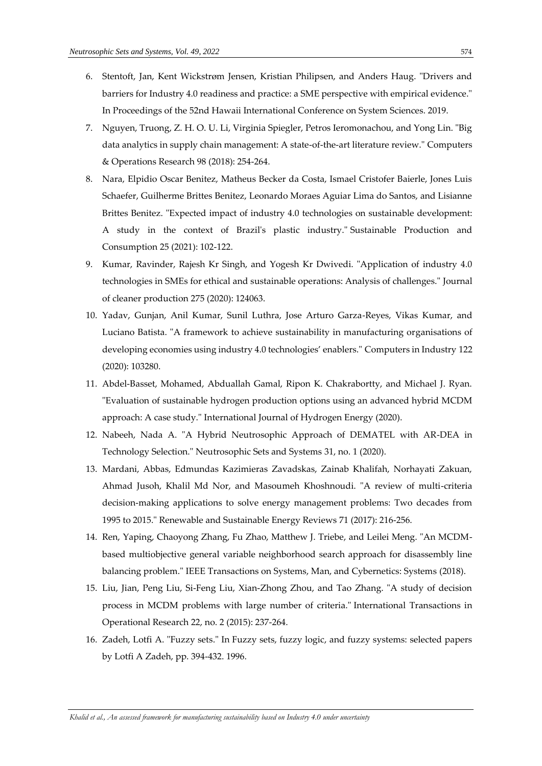6. Stentoft, Jan, Kent Wickstrøm Jensen, Kristian Philipsen, and Anders Haug. "Drivers and barriers for Industry 4.0 readiness and practice: a SME perspective with empirical evidence." In Proceedings of the 52nd Hawaii International Conference on System Sciences. 2019.
7. Nguyen, Truong, Z. H. O. U. Li, Virginia Spiegler, Petros Ieromonachou, and Yong Lin. "Big data analytics in supply chain management: A state-of-the-art literature review." Computers & Operations Research 98 (2018): 254-264.
8. Nara, Elpidio Oscar Benitez, Matheus Becker da Costa, Ismael Cristofer Baierle, Jones Luis Schaefer, Guilherme Brittes Benitez, Leonardo Moraes Aguiar Lima do Santos, and Lisianne Brittes Benitez. "Expected impact of industry 4.0 technologies on sustainable development: A study in the context of Brazil's plastic industry." Sustainable Production and Consumption 25 (2021): 102-122.
9. Kumar, Ravinder, Rajesh Kr Singh, and Yogesh Kr Dwivedi. "Application of industry 4.0 technologies in SMEs for ethical and sustainable operations: Analysis of challenges." Journal of cleaner production 275 (2020): 124063.
10. Yadav, Gunjan, Anil Kumar, Sunil Luthra, Jose Arturo Garza-Reyes, Vikas Kumar, and Luciano Batista. "A framework to achieve sustainability in manufacturing organisations of developing economies using industry 4.0 technologies' enablers." Computers in Industry 122 (2020): 103280.
11. Abdel-Basset, Mohamed, Abduallah Gamal, Ripon K. Chakrabortty, and Michael J. Ryan. "Evaluation of sustainable hydrogen production options using an advanced hybrid MCDM approach: A case study." International Journal of Hydrogen Energy (2020).
12. Nabeeh, Nada A. "A Hybrid Neutrosophic Approach of DEMATEL with AR-DEA in Technology Selection." Neutrosophic Sets and Systems 31, no. 1 (2020).
13. Mardani, Abbas, Edmundas Kazimieras Zavadskas, Zainab Khalifah, Norhayati Zakuan, Ahmad Jusoh, Khalil Md Nor, and Masoumeh Khoshnoudi. "A review of multi-criteria decision-making applications to solve energy management problems: Two decades from 1995 to 2015." Renewable and Sustainable Energy Reviews 71 (2017): 216-256.
14. Ren, Yaping, Chaoyong Zhang, Fu Zhao, Matthew J. Triebe, and Leilei Meng. "An MCDM-based multiobjective general variable neighborhood search approach for disassembly line balancing problem." IEEE Transactions on Systems, Man, and Cybernetics: Systems (2018).
15. Liu, Jian, Peng Liu, Si-Feng Liu, Xian-Zhong Zhou, and Tao Zhang. "A study of decision process in MCDM problems with large number of criteria." International Transactions in Operational Research 22, no. 2 (2015): 237-264.
16. Zadeh, Lotfi A. "Fuzzy sets." In Fuzzy sets, fuzzy logic, and fuzzy systems: selected papers by Lotfi A Zadeh, pp. 394-432. 1996.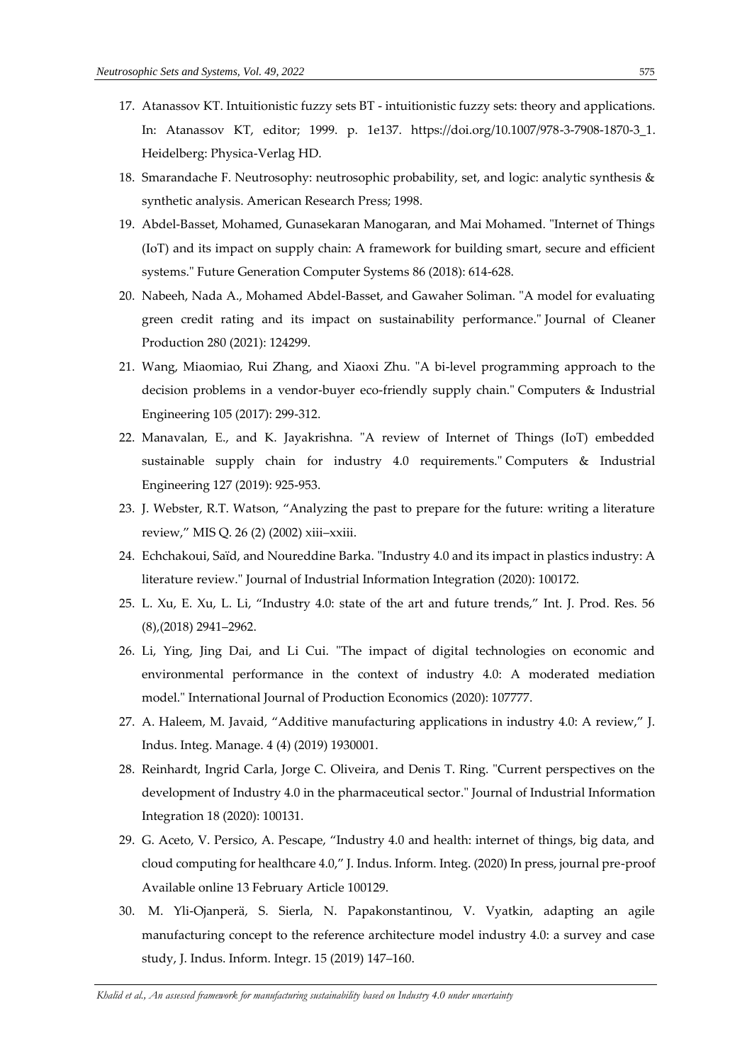17. Atanassov KT. Intuitionistic fuzzy sets BT - intuitionistic fuzzy sets: theory and applications. In: Atanassov KT, editor; 1999. p. 1e137. https://doi.org/10.1007/978-3-7908-1870-3_1. Heidelberg: Physica-Verlag HD.
18. Smarandache F. Neutrosophy: neutrosophic probability, set, and logic: analytic synthesis & synthetic analysis. American Research Press; 1998.
19. Abdel-Basset, Mohamed, Gunasekaran Manogaran, and Mai Mohamed. "Internet of Things (IoT) and its impact on supply chain: A framework for building smart, secure and efficient systems." Future Generation Computer Systems 86 (2018): 614-628.
20. Nabeeh, Nada A., Mohamed Abdel-Basset, and Gawaher Soliman. "A model for evaluating green credit rating and its impact on sustainability performance." Journal of Cleaner Production 280 (2021): 124299.
21. Wang, Miaomiao, Rui Zhang, and Xiaoxi Zhu. "A bi-level programming approach to the decision problems in a vendor-buyer eco-friendly supply chain." Computers & Industrial Engineering 105 (2017): 299-312.
22. Manavalan, E., and K. Jayakrishna. "A review of Internet of Things (IoT) embedded sustainable supply chain for industry 4.0 requirements." Computers & Industrial Engineering 127 (2019): 925-953.
23. J. Webster, R.T. Watson, "Analyzing the past to prepare for the future: writing a literature review," MIS Q. 26 (2) (2002) xiii–xxiii.
24. Echchakoui, Saïd, and Noureddine Barka. "Industry 4.0 and its impact in plastics industry: A literature review." Journal of Industrial Information Integration (2020): 100172.
25. L. Xu, E. Xu, L. Li, "Industry 4.0: state of the art and future trends," Int. J. Prod. Res. 56 (8),(2018) 2941–2962.
26. Li, Ying, Jing Dai, and Li Cui. "The impact of digital technologies on economic and environmental performance in the context of industry 4.0: A moderated mediation model." International Journal of Production Economics (2020): 107777.
27. A. Haleem, M. Javaid, "Additive manufacturing applications in industry 4.0: A review," J. Indus. Integ. Manage. 4 (4) (2019) 1930001.
28. Reinhardt, Ingrid Carla, Jorge C. Oliveira, and Denis T. Ring. "Current perspectives on the development of Industry 4.0 in the pharmaceutical sector." Journal of Industrial Information Integration 18 (2020): 100131.
29. G. Aceto, V. Persico, A. Pescape, "Industry 4.0 and health: internet of things, big data, and cloud computing for healthcare 4.0," J. Indus. Inform. Integ. (2020) In press, journal pre-proof Available online 13 February Article 100129.
30. M. Yli-Ojanperä, S. Sierla, N. Papakonstantinou, V. Vyatkin, adapting an agile manufacturing concept to the reference architecture model industry 4.0: a survey and case study, J. Indus. Inform. Integr. 15 (2019) 147–160.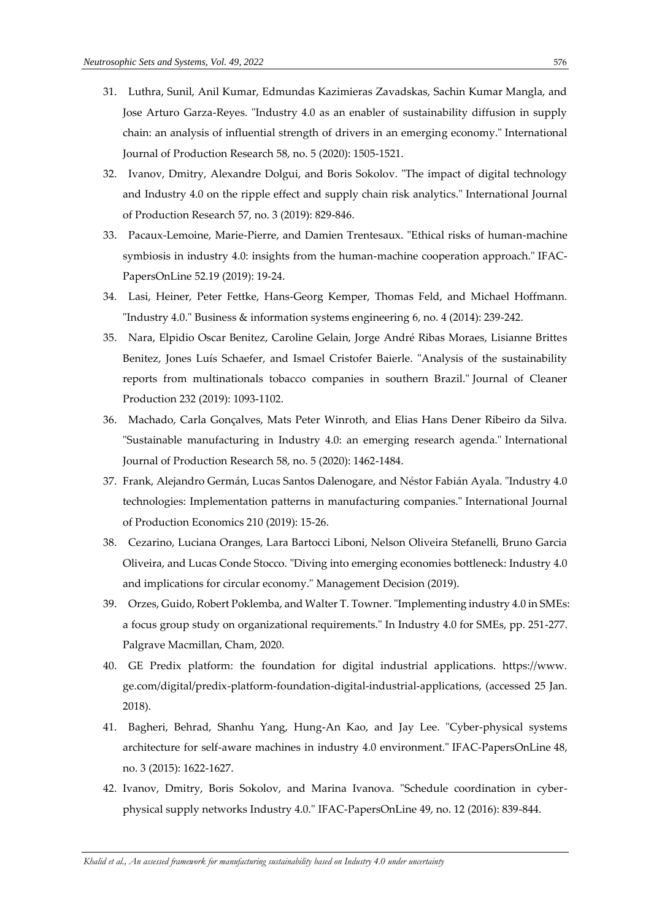31. Luthra, Sunil, Anil Kumar, Edmundas Kazimieras Zavadskas, Sachin Kumar Mangla, and Jose Arturo Garza-Reyes. "Industry 4.0 as an enabler of sustainability diffusion in supply chain: an analysis of influential strength of drivers in an emerging economy." International Journal of Production Research 58, no. 5 (2020): 1505-1521.
32. Ivanov, Dmitry, Alexandre Dolgui, and Boris Sokolov. "The impact of digital technology and Industry 4.0 on the ripple effect and supply chain risk analytics." International Journal of Production Research 57, no. 3 (2019): 829-846.
33. Pacaux-Lemoine, Marie-Pierre, and Damien Trentesaux. "Ethical risks of human-machine symbiosis in industry 4.0: insights from the human-machine cooperation approach." IFAC-PapersOnLine 52.19 (2019): 19-24.
34. Lasi, Heiner, Peter Fettke, Hans-Georg Kemper, Thomas Feld, and Michael Hoffmann. "Industry 4.0." Business & information systems engineering 6, no. 4 (2014): 239-242.
35. Nara, Elpidio Oscar Benitez, Caroline Gelain, Jorge André Ribas Moraes, Lisianne Brittes Benitez, Jones Luís Schaefer, and Ismael Cristofer Baierle. "Analysis of the sustainability reports from multinationals tobacco companies in southern Brazil." Journal of Cleaner Production 232 (2019): 1093-1102.
36. Machado, Carla Gonçalves, Mats Peter Winroth, and Elias Hans Dener Ribeiro da Silva. "Sustainable manufacturing in Industry 4.0: an emerging research agenda." International Journal of Production Research 58, no. 5 (2020): 1462-1484.
37. Frank, Alejandro Germán, Lucas Santos Dalenogare, and Néstor Fabián Ayala. "Industry 4.0 technologies: Implementation patterns in manufacturing companies." International Journal of Production Economics 210 (2019): 15-26.
38. Cezarino, Luciana Oranges, Lara Bartocci Liboni, Nelson Oliveira Stefanelli, Bruno Garcia Oliveira, and Lucas Conde Stocco. "Diving into emerging economies bottleneck: Industry 4.0 and implications for circular economy." Management Decision (2019).
39. Orzes, Guido, Robert Poklemba, and Walter T. Towner. "Implementing industry 4.0 in SMEs: a focus group study on organizational requirements." In Industry 4.0 for SMEs, pp. 251-277. Palgrave Macmillan, Cham, 2020.
40. GE Predix platform: the foundation for digital industrial applications. https://www.ge.com/digital/predix-platform-foundation-digital-industrial-applications, (accessed 25 Jan. 2018).
41. Bagheri, Behrad, Shanhu Yang, Hung-An Kao, and Jay Lee. "Cyber-physical systems architecture for self-aware machines in industry 4.0 environment." IFAC-PapersOnLine 48, no. 3 (2015): 1622-1627.
42. Ivanov, Dmitry, Boris Sokolov, and Marina Ivanova. "Schedule coordination in cyber-physical supply networks Industry 4.0." IFAC-PapersOnLine 49, no. 12 (2016): 839-844.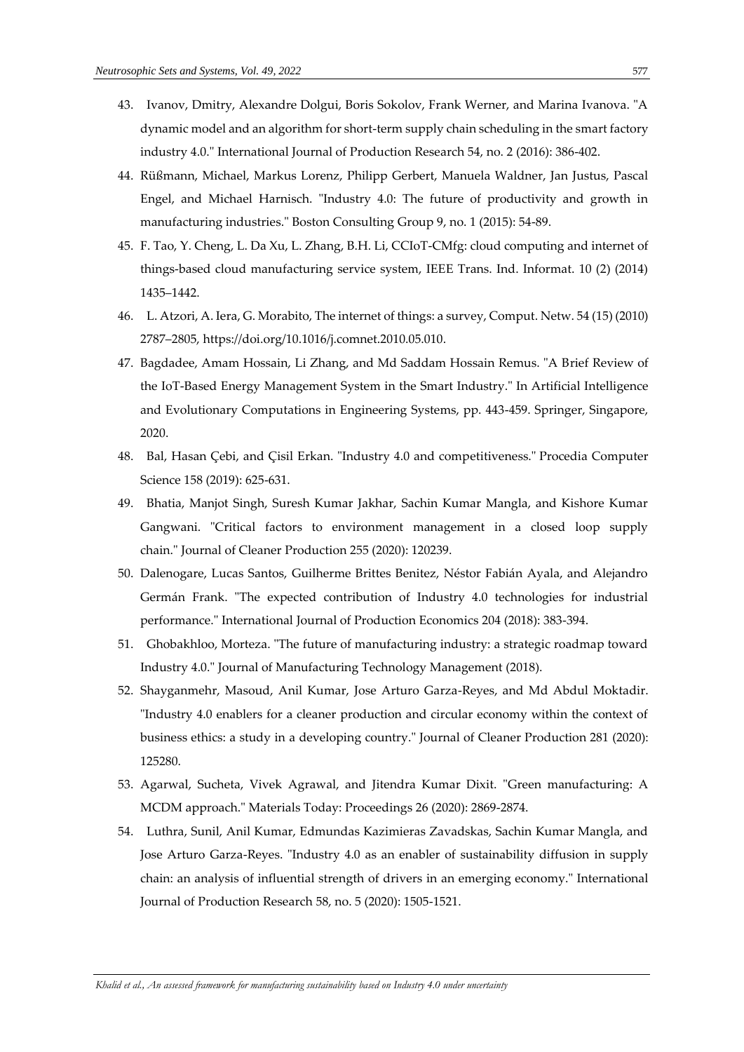43. Ivanov, Dmitry, Alexandre Dolgui, Boris Sokolov, Frank Werner, and Marina Ivanova. "A dynamic model and an algorithm for short-term supply chain scheduling in the smart factory industry 4.0." International Journal of Production Research 54, no. 2 (2016): 386-402.
44. Rüßmann, Michael, Markus Lorenz, Philipp Gerbert, Manuela Waldner, Jan Justus, Pascal Engel, and Michael Harnisch. "Industry 4.0: The future of productivity and growth in manufacturing industries." Boston Consulting Group 9, no. 1 (2015): 54-89.
45. F. Tao, Y. Cheng, L. Da Xu, L. Zhang, B.H. Li, CCIoT-CMfg: cloud computing and internet of things-based cloud manufacturing service system, IEEE Trans. Ind. Informat. 10 (2) (2014) 1435–1442.
46. L. Atzori, A. Iera, G. Morabito, The internet of things: a survey, Comput. Netw. 54 (15) (2010) 2787–2805, https://doi.org/10.1016/j.comnet.2010.05.010.
47. Bagdadee, Amam Hossain, Li Zhang, and Md Saddam Hossain Remus. "A Brief Review of the IoT-Based Energy Management System in the Smart Industry." In Artificial Intelligence and Evolutionary Computations in Engineering Systems, pp. 443-459. Springer, Singapore, 2020.
48. Bal, Hasan Çebi, and Çisil Erkan. "Industry 4.0 and competitiveness." Procedia Computer Science 158 (2019): 625-631.
49. Bhatia, Manjot Singh, Suresh Kumar Jakhar, Sachin Kumar Mangla, and Kishore Kumar Gangwani. "Critical factors to environment management in a closed loop supply chain." Journal of Cleaner Production 255 (2020): 120239.
50. Dalenogare, Lucas Santos, Guilherme Brittes Benitez, Néstor Fabián Ayala, and Alejandro Germán Frank. "The expected contribution of Industry 4.0 technologies for industrial performance." International Journal of Production Economics 204 (2018): 383-394.
51. Ghobakhloo, Morteza. "The future of manufacturing industry: a strategic roadmap toward Industry 4.0." Journal of Manufacturing Technology Management (2018).
52. Shayganmehr, Masoud, Anil Kumar, Jose Arturo Garza-Reyes, and Md Abdul Moktadir. "Industry 4.0 enablers for a cleaner production and circular economy within the context of business ethics: a study in a developing country." Journal of Cleaner Production 281 (2020): 125280.
53. Agarwal, Sucheta, Vivek Agrawal, and Jitendra Kumar Dixit. "Green manufacturing: A MCDM approach." Materials Today: Proceedings 26 (2020): 2869-2874.
54. Luthra, Sunil, Anil Kumar, Edmundas Kazimieras Zavadskas, Sachin Kumar Mangla, and Jose Arturo Garza-Reyes. "Industry 4.0 as an enabler of sustainability diffusion in supply chain: an analysis of influential strength of drivers in an emerging economy." International Journal of Production Research 58, no. 5 (2020): 1505-1521.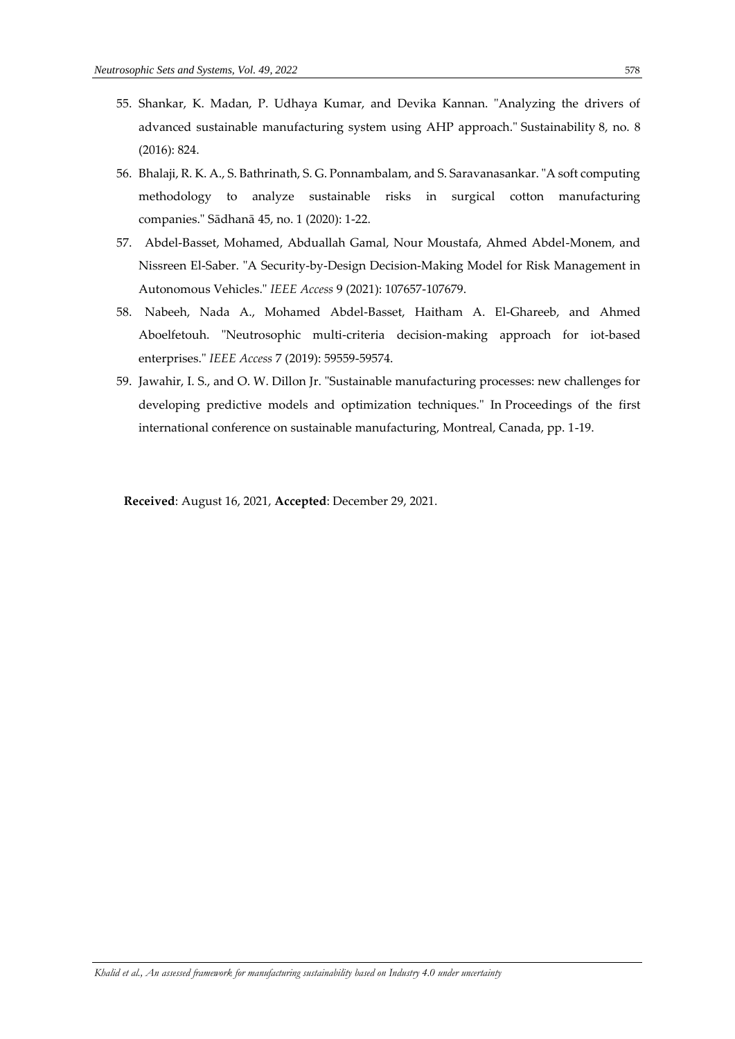55. Shankar, K. Madan, P. Udhaya Kumar, and Devika Kannan. "Analyzing the drivers of advanced sustainable manufacturing system using AHP approach." Sustainability 8, no. 8 (2016): 824.
56. Bhalaji, R. K. A., S. Bathrinath, S. G. Ponnambalam, and S. Saravanasankar. "A soft computing methodology to analyze sustainable risks in surgical cotton manufacturing companies." Sādhanā 45, no. 1 (2020): 1-22.
57. Abdel-Basset, Mohamed, Abduallah Gamal, Nour Moustafa, Ahmed Abdel-Monem, and Nissreen El-Saber. "A Security-by-Design Decision-Making Model for Risk Management in Autonomous Vehicles." *IEEE Access* 9 (2021): 107657-107679.
58. Nabeeh, Nada A., Mohamed Abdel-Basset, Haitham A. El-Ghareeb, and Ahmed Aboelfetouh. "Neutrosophic multi-criteria decision-making approach for iot-based enterprises." *IEEE Access* 7 (2019): 59559-59574.
59. Jawahir, I. S., and O. W. Dillon Jr. "Sustainable manufacturing processes: new challenges for developing predictive models and optimization techniques." In Proceedings of the first international conference on sustainable manufacturing, Montreal, Canada, pp. 1-19.

**Received**: August 16, 2021, **Accepted**: December 29, 2021.